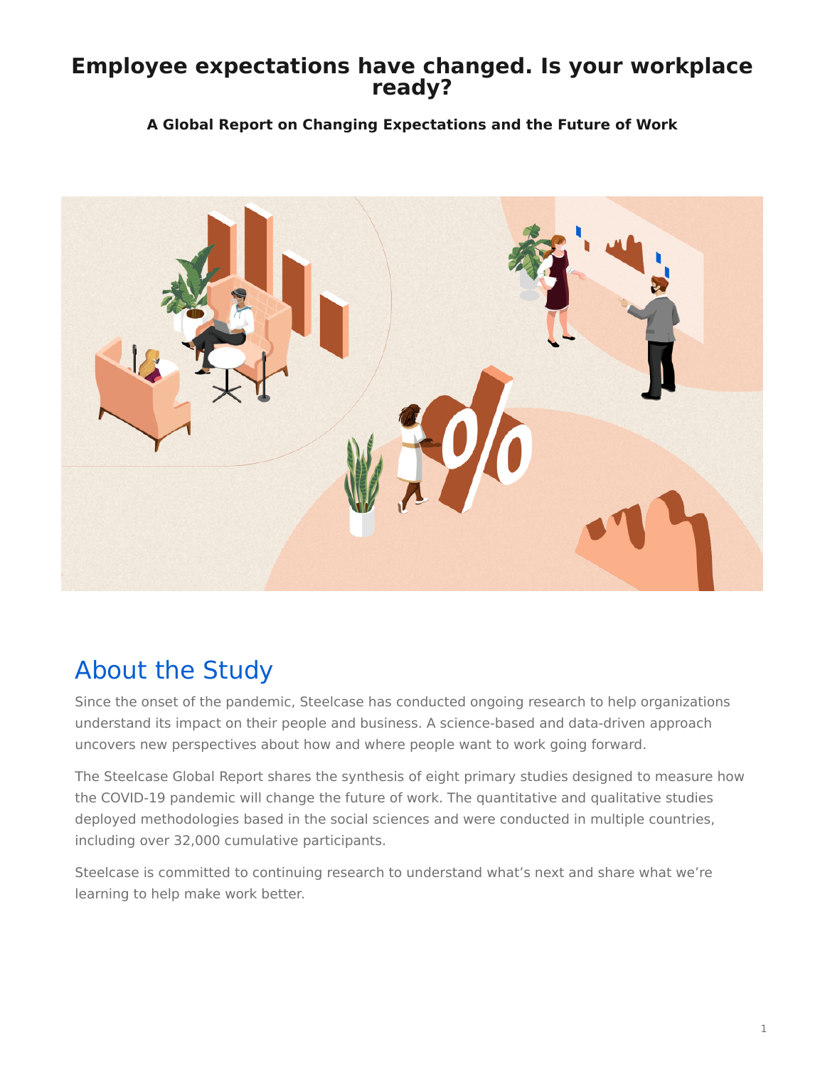# Employee expectations have changed. Is your workplace ready?

**A Global Report on Changing Expectations and the Future of Work**

## About the Study

Since the onset of the pandemic, Steelcase has conducted ongoing research to help organizations understand its impact on their people and business. A science-based and data-driven approach uncovers new perspectives about how and where people want to work going forward.

The Steelcase Global Report shares the synthesis of eight primary studies designed to measure how the COVID-19 pandemic will change the future of work. The quantitative and qualitative studies deployed methodologies based in the social sciences and were conducted in multiple countries, including over 32,000 cumulative participants.

Steelcase is committed to continuing research to understand what's next and share what we're learning to help make work better.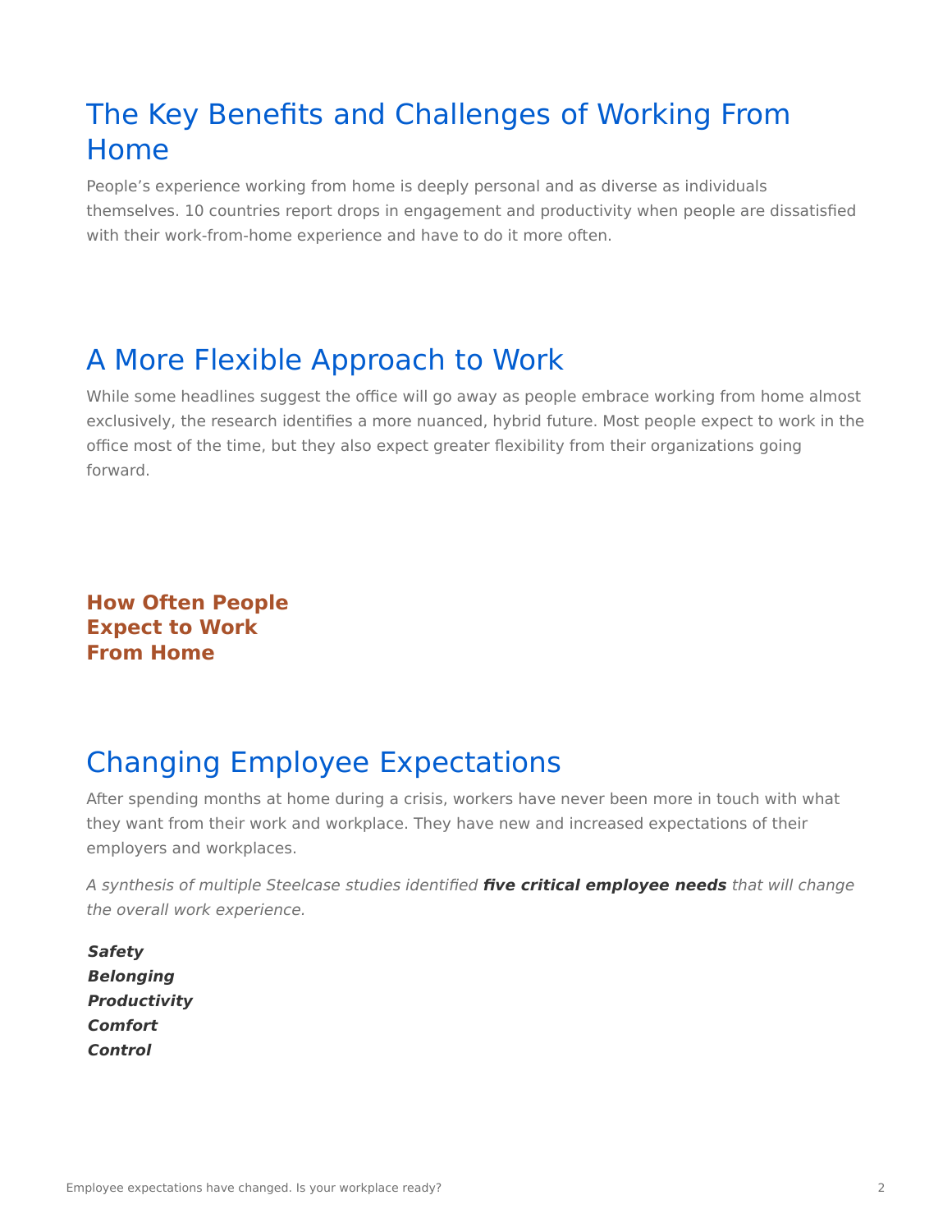## The Key Benefits and Challenges of Working From Home

People's experience working from home is deeply personal and as diverse as individuals themselves. 10 countries report drops in engagement and productivity when people are dissatisfied with their work-from-home experience and have to do it more often.

## A More Flexible Approach to Work

While some headlines suggest the office will go away as people embrace working from home almost exclusively, the research identifies a more nuanced, hybrid future. Most people expect to work in the office most of the time, but they also expect greater flexibility from their organizations going forward.

**How Often People Expect to Work From Home**

## Changing Employee Expectations

After spending months at home during a crisis, workers have never been more in touch with what they want from their work and workplace. They have new and increased expectations of their employers and workplaces.

*A synthesis of multiple Steelcase studies identified **five critical employee needs** that will change the overall work experience.*

***Safety***
***Belonging***
***Productivity***
***Comfort***
***Control***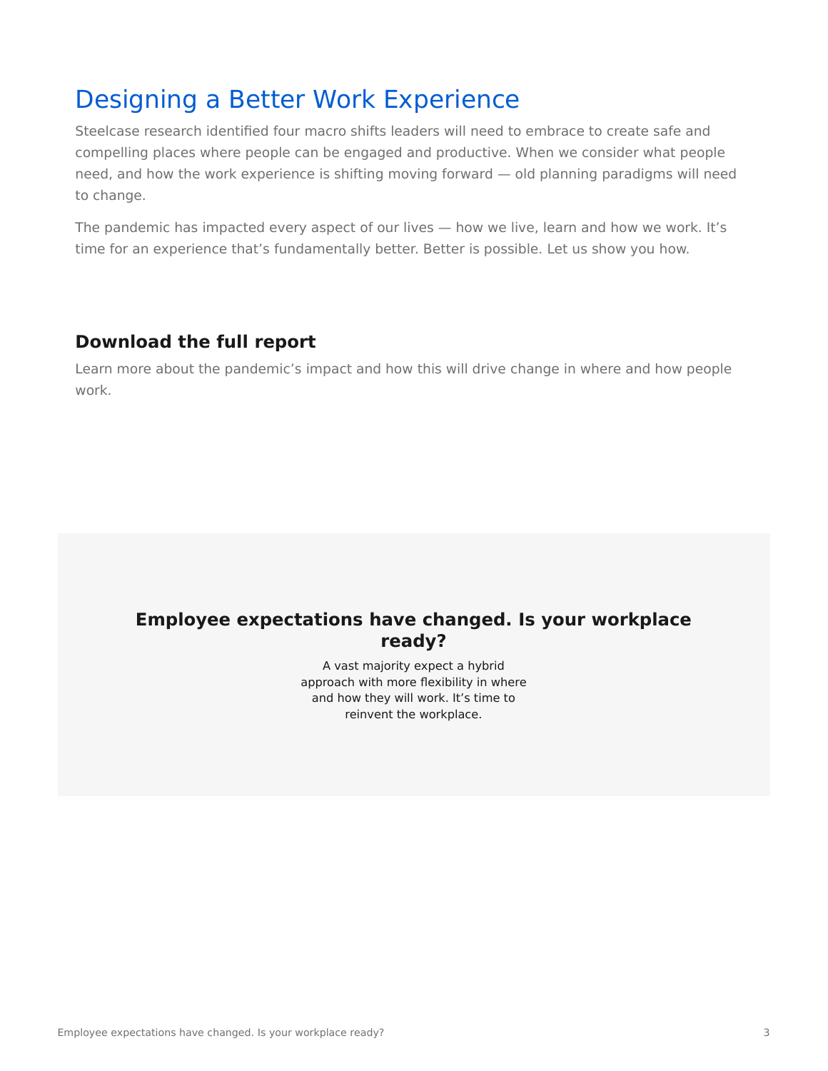# Designing a Better Work Experience

Steelcase research identified four macro shifts leaders will need to embrace to create safe and compelling places where people can be engaged and productive. When we consider what people need, and how the work experience is shifting moving forward — old planning paradigms will need to change.

The pandemic has impacted every aspect of our lives — how we live, learn and how we work. It's time for an experience that's fundamentally better. Better is possible. Let us show you how.

## Download the full report

Learn more about the pandemic's impact and how this will drive change in where and how people work.

## Employee expectations have changed. Is your workplace ready?

A vast majority expect a hybrid approach with more flexibility in where and how they will work. It's time to reinvent the workplace.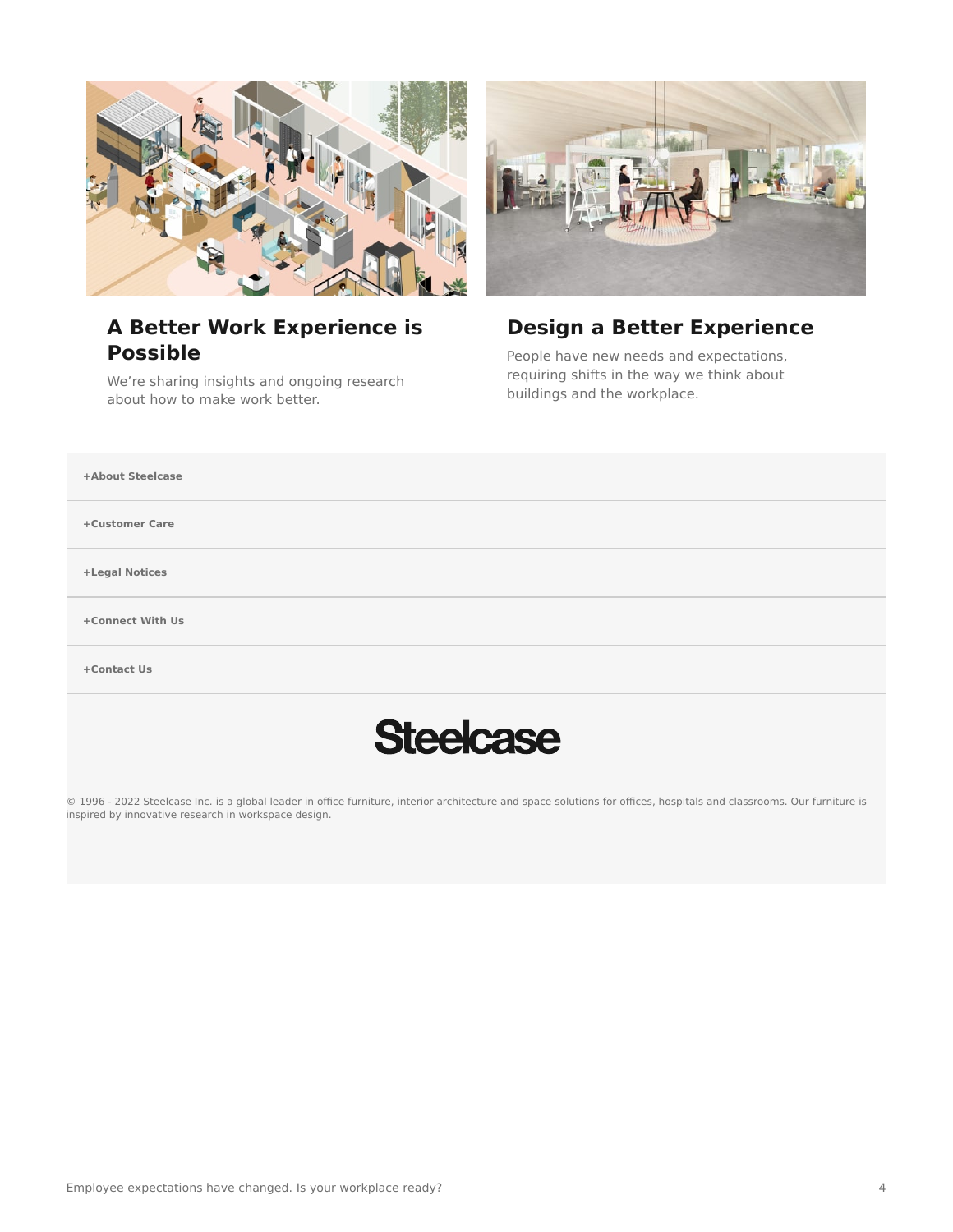## A Better Work Experience is Possible

We're sharing insights and ongoing research about how to make work better.

## Design a Better Experience

People have new needs and expectations, requiring shifts in the way we think about buildings and the workplace.

**+About Steelcase**

**+Customer Care**

**+Legal Notices**

**+Connect With Us**

**+Contact Us**

Steelcase

© 1996 - 2022 Steelcase Inc. is a global leader in office furniture, interior architecture and space solutions for offices, hospitals and classrooms. Our furniture is inspired by innovative research in workspace design.